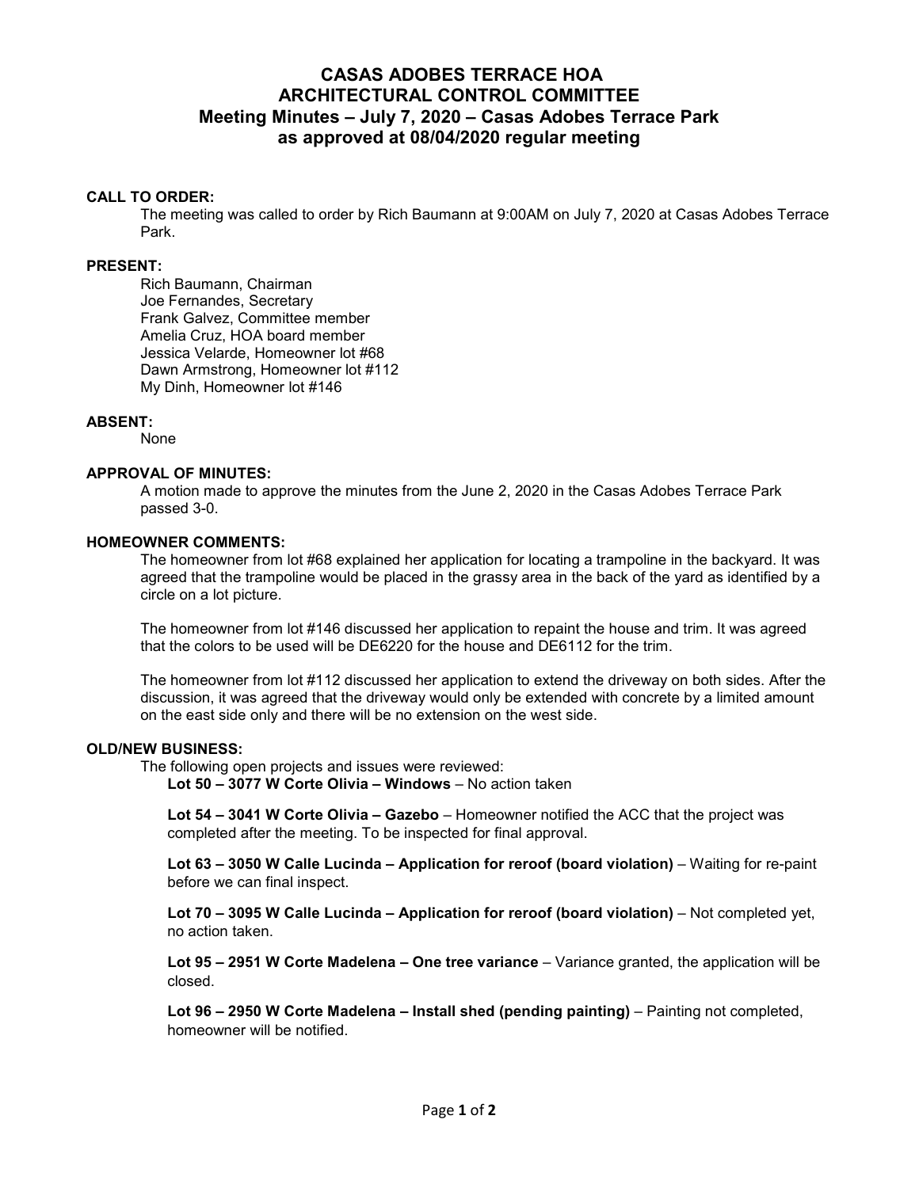# CASAS ADOBES TERRACE HOA
# ARCHITECTURAL CONTROL COMMITTEE
## Meeting Minutes – July 7, 2020 – Casas Adobes Terrace Park
## as approved at 08/04/2020 regular meeting

**CALL TO ORDER:**

The meeting was called to order by Rich Baumann at 9:00AM on July 7, 2020 at Casas Adobes Terrace Park.

**PRESENT:**

Rich Baumann, Chairman
Joe Fernandes, Secretary
Frank Galvez, Committee member
Amelia Cruz, HOA board member
Jessica Velarde, Homeowner lot #68
Dawn Armstrong, Homeowner lot #112
My Dinh, Homeowner lot #146

**ABSENT:**

None

**APPROVAL OF MINUTES:**

A motion made to approve the minutes from the June 2, 2020 in the Casas Adobes Terrace Park passed 3-0.

**HOMEOWNER COMMENTS:**

The homeowner from lot #68 explained her application for locating a trampoline in the backyard. It was agreed that the trampoline would be placed in the grassy area in the back of the yard as identified by a circle on a lot picture.

The homeowner from lot #146 discussed her application to repaint the house and trim. It was agreed that the colors to be used will be DE6220 for the house and DE6112 for the trim.

The homeowner from lot #112 discussed her application to extend the driveway on both sides. After the discussion, it was agreed that the driveway would only be extended with concrete by a limited amount on the east side only and there will be no extension on the west side.

**OLD/NEW BUSINESS:**

The following open projects and issues were reviewed:

**Lot 50 – 3077 W Corte Olivia – Windows** – No action taken

**Lot 54 – 3041 W Corte Olivia – Gazebo** – Homeowner notified the ACC that the project was completed after the meeting. To be inspected for final approval.

**Lot 63 – 3050 W Calle Lucinda – Application for reroof (board violation)** – Waiting for re-paint before we can final inspect.

**Lot 70 – 3095 W Calle Lucinda – Application for reroof (board violation)** – Not completed yet, no action taken.

**Lot 95 – 2951 W Corte Madelena – One tree variance** – Variance granted, the application will be closed.

**Lot 96 – 2950 W Corte Madelena – Install shed (pending painting)** – Painting not completed, homeowner will be notified.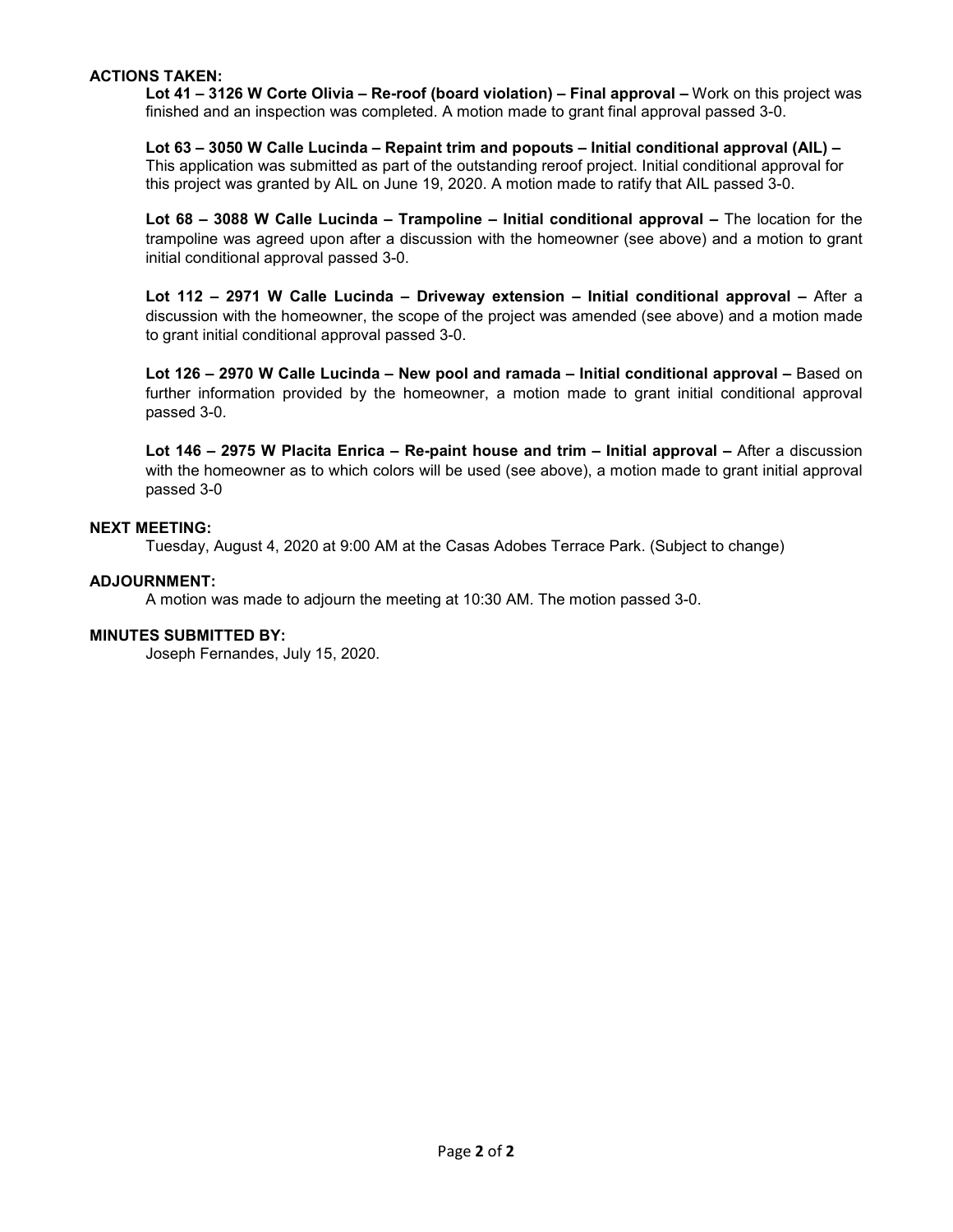**ACTIONS TAKEN:**

**Lot 41 – 3126 W Corte Olivia – Re-roof (board violation) – Final approval –** Work on this project was finished and an inspection was completed. A motion made to grant final approval passed 3-0.

**Lot 63 – 3050 W Calle Lucinda – Repaint trim and popouts – Initial conditional approval (AIL) –** This application was submitted as part of the outstanding reroof project. Initial conditional approval for this project was granted by AIL on June 19, 2020. A motion made to ratify that AIL passed 3-0.

**Lot 68 – 3088 W Calle Lucinda – Trampoline – Initial conditional approval –** The location for the trampoline was agreed upon after a discussion with the homeowner (see above) and a motion to grant initial conditional approval passed 3-0.

**Lot 112 – 2971 W Calle Lucinda – Driveway extension – Initial conditional approval –** After a discussion with the homeowner, the scope of the project was amended (see above) and a motion made to grant initial conditional approval passed 3-0.

**Lot 126 – 2970 W Calle Lucinda – New pool and ramada – Initial conditional approval –** Based on further information provided by the homeowner, a motion made to grant initial conditional approval passed 3-0.

**Lot 146 – 2975 W Placita Enrica – Re-paint house and trim – Initial approval –** After a discussion with the homeowner as to which colors will be used (see above), a motion made to grant initial approval passed 3-0

**NEXT MEETING:**

Tuesday, August 4, 2020 at 9:00 AM at the Casas Adobes Terrace Park. (Subject to change)

**ADJOURNMENT:**

A motion was made to adjourn the meeting at 10:30 AM. The motion passed 3-0.

**MINUTES SUBMITTED BY:**

Joseph Fernandes, July 15, 2020.